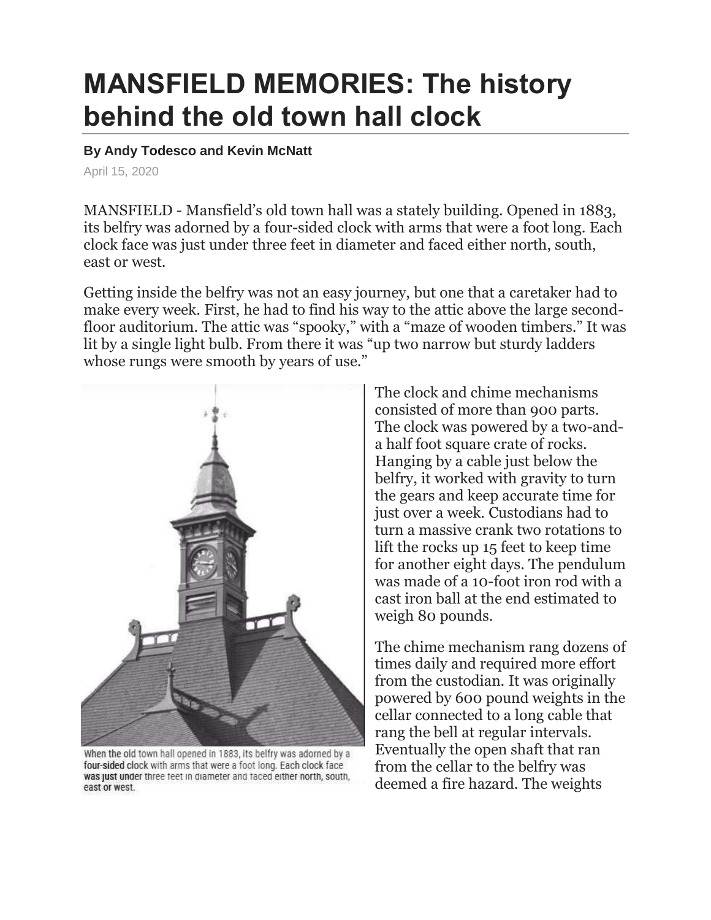# MANSFIELD MEMORIES: The history behind the old town hall clock

**By Andy Todesco and Kevin McNatt**

April 15, 2020

MANSFIELD - Mansfield's old town hall was a stately building. Opened in 1883, its belfry was adorned by a four-sided clock with arms that were a foot long. Each clock face was just under three feet in diameter and faced either north, south, east or west.

Getting inside the belfry was not an easy journey, but one that a caretaker had to make every week. First, he had to find his way to the attic above the large second-floor auditorium. The attic was "spooky," with a "maze of wooden timbers." It was lit by a single light bulb. From there it was "up two narrow but sturdy ladders whose rungs were smooth by years of use."

When the old town hall opened in 1883, its belfry was adorned by a four-sided clock with arms that were a foot long. Each clock face was just under three feet in diameter and faced either north, south, east or west.

The clock and chime mechanisms consisted of more than 900 parts. The clock was powered by a two-and-a half foot square crate of rocks. Hanging by a cable just below the belfry, it worked with gravity to turn the gears and keep accurate time for just over a week. Custodians had to turn a massive crank two rotations to lift the rocks up 15 feet to keep time for another eight days. The pendulum was made of a 10-foot iron rod with a cast iron ball at the end estimated to weigh 80 pounds.

The chime mechanism rang dozens of times daily and required more effort from the custodian. It was originally powered by 600 pound weights in the cellar connected to a long cable that rang the bell at regular intervals. Eventually the open shaft that ran from the cellar to the belfry was deemed a fire hazard. The weights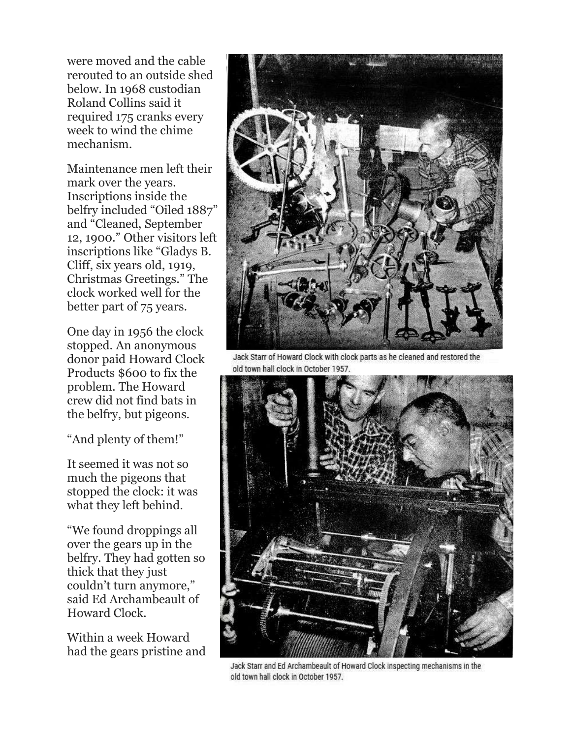were moved and the cable rerouted to an outside shed below. In 1968 custodian Roland Collins said it required 175 cranks every week to wind the chime mechanism.

Maintenance men left their mark over the years. Inscriptions inside the belfry included "Oiled 1887" and "Cleaned, September 12, 1900." Other visitors left inscriptions like "Gladys B. Cliff, six years old, 1919, Christmas Greetings." The clock worked well for the better part of 75 years.

One day in 1956 the clock stopped. An anonymous donor paid Howard Clock Products $600 to fix the problem. The Howard crew did not find bats in the belfry, but pigeons.

"And plenty of them!"

It seemed it was not so much the pigeons that stopped the clock: it was what they left behind.

"We found droppings all over the gears up in the belfry. They had gotten so thick that they just couldn't turn anymore," said Ed Archambeault of Howard Clock.

Within a week Howard had the gears pristine and

Jack Starr of Howard Clock with clock parts as he cleaned and restored the old town hall clock in October 1957.

Jack Starr and Ed Archambeault of Howard Clock inspecting mechanisms in the old town hall clock in October 1957.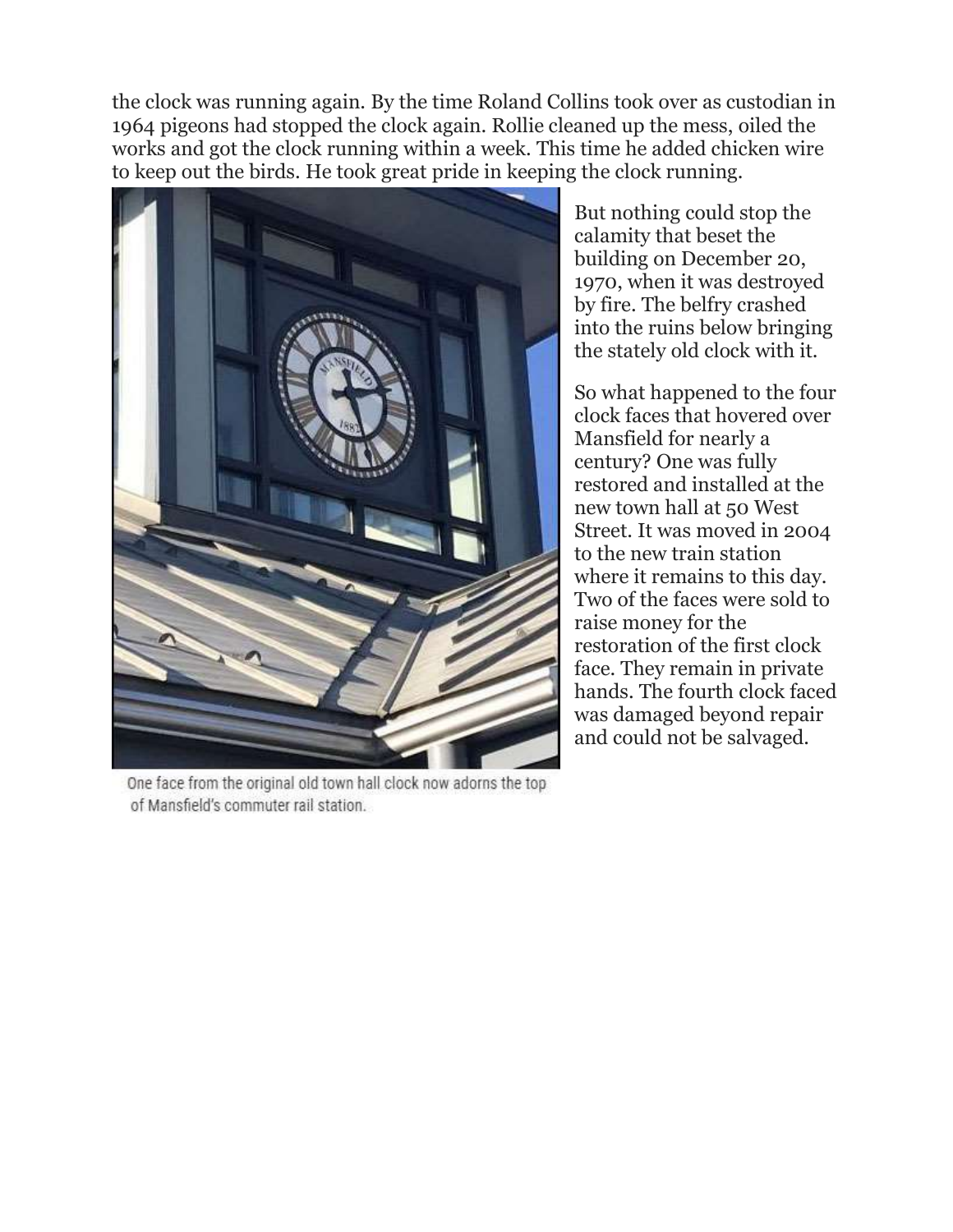the clock was running again. By the time Roland Collins took over as custodian in 1964 pigeons had stopped the clock again. Rollie cleaned up the mess, oiled the works and got the clock running within a week. This time he added chicken wire to keep out the birds. He took great pride in keeping the clock running.

But nothing could stop the calamity that beset the building on December 20, 1970, when it was destroyed by fire. The belfry crashed into the ruins below bringing the stately old clock with it.

So what happened to the four clock faces that hovered over Mansfield for nearly a century? One was fully restored and installed at the new town hall at 50 West Street. It was moved in 2004 to the new train station where it remains to this day. Two of the faces were sold to raise money for the restoration of the first clock face. They remain in private hands. The fourth clock faced was damaged beyond repair and could not be salvaged.

One face from the original old town hall clock now adorns the top of Mansfield's commuter rail station.